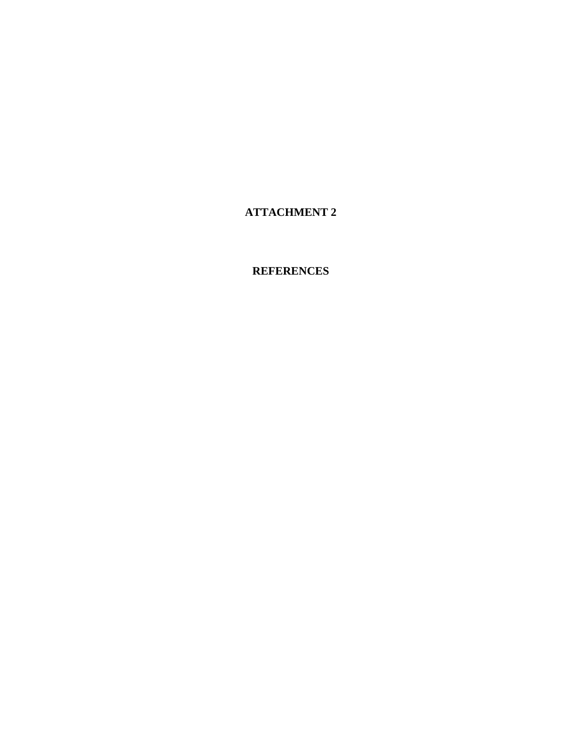# ATTACHMENT 2

# REFERENCES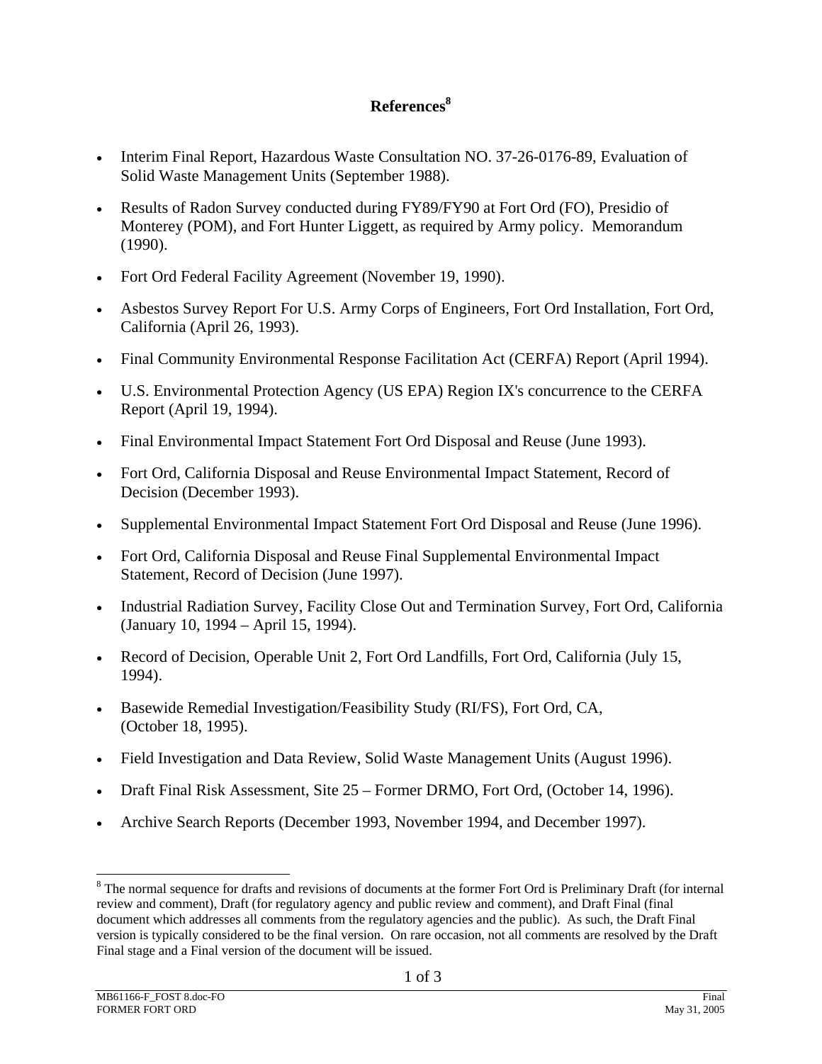# References[8]

- Interim Final Report, Hazardous Waste Consultation NO. 37-26-0176-89, Evaluation of Solid Waste Management Units (September 1988).
- Results of Radon Survey conducted during FY89/FY90 at Fort Ord (FO), Presidio of Monterey (POM), and Fort Hunter Liggett, as required by Army policy. Memorandum (1990).
- Fort Ord Federal Facility Agreement (November 19, 1990).
- Asbestos Survey Report For U.S. Army Corps of Engineers, Fort Ord Installation, Fort Ord, California (April 26, 1993).
- Final Community Environmental Response Facilitation Act (CERFA) Report (April 1994).
- U.S. Environmental Protection Agency (US EPA) Region IX's concurrence to the CERFA Report (April 19, 1994).
- Final Environmental Impact Statement Fort Ord Disposal and Reuse (June 1993).
- Fort Ord, California Disposal and Reuse Environmental Impact Statement, Record of Decision (December 1993).
- Supplemental Environmental Impact Statement Fort Ord Disposal and Reuse (June 1996).
- Fort Ord, California Disposal and Reuse Final Supplemental Environmental Impact Statement, Record of Decision (June 1997).
- Industrial Radiation Survey, Facility Close Out and Termination Survey, Fort Ord, California (January 10, 1994 – April 15, 1994).
- Record of Decision, Operable Unit 2, Fort Ord Landfills, Fort Ord, California (July 15, 1994).
- Basewide Remedial Investigation/Feasibility Study (RI/FS), Fort Ord, CA, (October 18, 1995).
- Field Investigation and Data Review, Solid Waste Management Units (August 1996).
- Draft Final Risk Assessment, Site 25 – Former DRMO, Fort Ord, (October 14, 1996).
- Archive Search Reports (December 1993, November 1994, and December 1997).

[8] The normal sequence for drafts and revisions of documents at the former Fort Ord is Preliminary Draft (for internal review and comment), Draft (for regulatory agency and public review and comment), and Draft Final (final document which addresses all comments from the regulatory agencies and the public). As such, the Draft Final version is typically considered to be the final version. On rare occasion, not all comments are resolved by the Draft Final stage and a Final version of the document will be issued.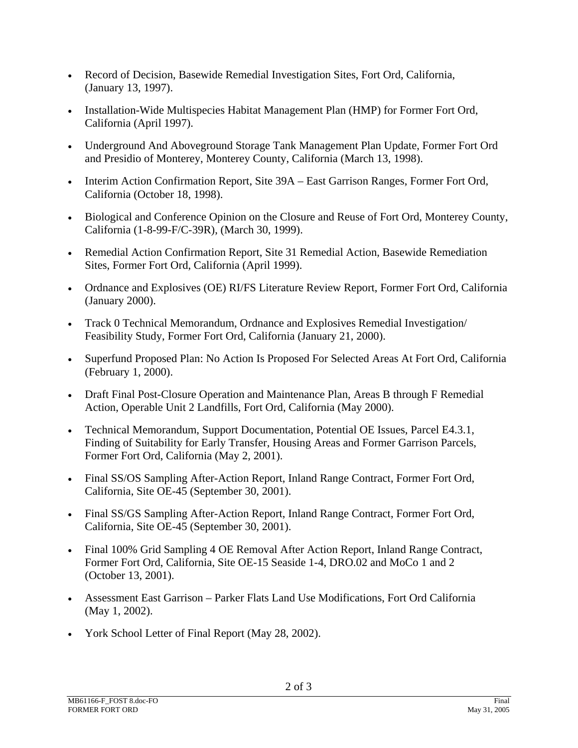- Record of Decision, Basewide Remedial Investigation Sites, Fort Ord, California, (January 13, 1997).
- Installation-Wide Multispecies Habitat Management Plan (HMP) for Former Fort Ord, California (April 1997).
- Underground And Aboveground Storage Tank Management Plan Update, Former Fort Ord and Presidio of Monterey, Monterey County, California (March 13, 1998).
- Interim Action Confirmation Report, Site 39A – East Garrison Ranges, Former Fort Ord, California (October 18, 1998).
- Biological and Conference Opinion on the Closure and Reuse of Fort Ord, Monterey County, California (1-8-99-F/C-39R), (March 30, 1999).
- Remedial Action Confirmation Report, Site 31 Remedial Action, Basewide Remediation Sites, Former Fort Ord, California (April 1999).
- Ordnance and Explosives (OE) RI/FS Literature Review Report, Former Fort Ord, California (January 2000).
- Track 0 Technical Memorandum, Ordnance and Explosives Remedial Investigation/ Feasibility Study, Former Fort Ord, California (January 21, 2000).
- Superfund Proposed Plan: No Action Is Proposed For Selected Areas At Fort Ord, California (February 1, 2000).
- Draft Final Post-Closure Operation and Maintenance Plan, Areas B through F Remedial Action, Operable Unit 2 Landfills, Fort Ord, California (May 2000).
- Technical Memorandum, Support Documentation, Potential OE Issues, Parcel E4.3.1, Finding of Suitability for Early Transfer, Housing Areas and Former Garrison Parcels, Former Fort Ord, California (May 2, 2001).
- Final SS/OS Sampling After-Action Report, Inland Range Contract, Former Fort Ord, California, Site OE-45 (September 30, 2001).
- Final SS/GS Sampling After-Action Report, Inland Range Contract, Former Fort Ord, California, Site OE-45 (September 30, 2001).
- Final 100% Grid Sampling 4 OE Removal After Action Report, Inland Range Contract, Former Fort Ord, California, Site OE-15 Seaside 1-4, DRO.02 and MoCo 1 and 2 (October 13, 2001).
- Assessment East Garrison – Parker Flats Land Use Modifications, Fort Ord California (May 1, 2002).
- York School Letter of Final Report (May 28, 2002).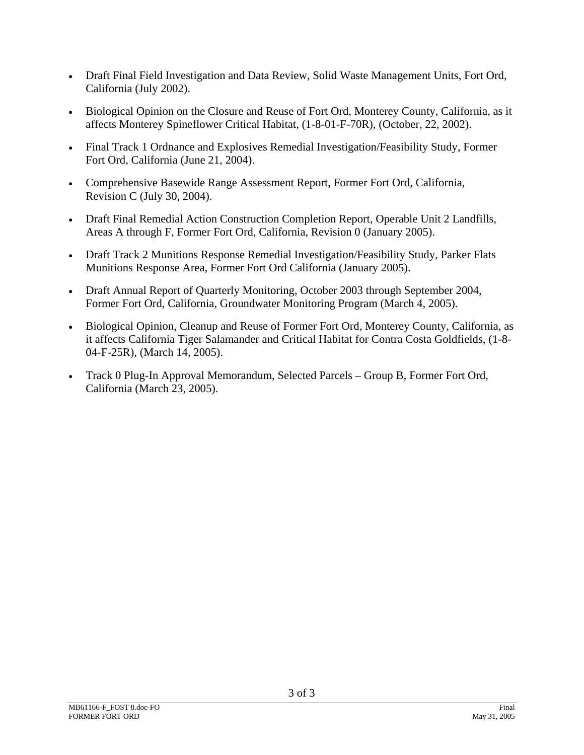- Draft Final Field Investigation and Data Review, Solid Waste Management Units, Fort Ord, California (July 2002).
- Biological Opinion on the Closure and Reuse of Fort Ord, Monterey County, California, as it affects Monterey Spineflower Critical Habitat, (1-8-01-F-70R), (October, 22, 2002).
- Final Track 1 Ordnance and Explosives Remedial Investigation/Feasibility Study, Former Fort Ord, California (June 21, 2004).
- Comprehensive Basewide Range Assessment Report, Former Fort Ord, California, Revision C (July 30, 2004).
- Draft Final Remedial Action Construction Completion Report, Operable Unit 2 Landfills, Areas A through F, Former Fort Ord, California, Revision 0 (January 2005).
- Draft Track 2 Munitions Response Remedial Investigation/Feasibility Study, Parker Flats Munitions Response Area, Former Fort Ord California (January 2005).
- Draft Annual Report of Quarterly Monitoring, October 2003 through September 2004, Former Fort Ord, California, Groundwater Monitoring Program (March 4, 2005).
- Biological Opinion, Cleanup and Reuse of Former Fort Ord, Monterey County, California, as it affects California Tiger Salamander and Critical Habitat for Contra Costa Goldfields, (1-8-04-F-25R), (March 14, 2005).
- Track 0 Plug-In Approval Memorandum, Selected Parcels – Group B, Former Fort Ord, California (March 23, 2005).